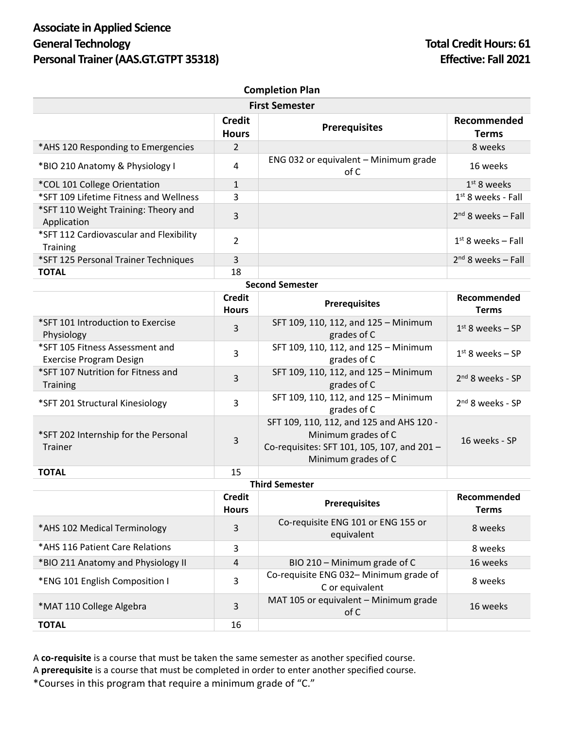# Associate in Applied Science
# General Technology
# Personal Trainer (AAS.GT.GTPT 35318)

**Total Credit Hours: 61**
**Effective: Fall 2021**

## Completion Plan

### First Semester

| | Credit Hours | Prerequisites | Recommended Terms |
|---|---|---|---|
| *AHS 120 Responding to Emergencies | 2 | | 8 weeks |
| *BIO 210 Anatomy & Physiology I | 4 | ENG 032 or equivalent – Minimum grade of C | 16 weeks |
| *COL 101 College Orientation | 1 | | 1st 8 weeks |
| *SFT 109 Lifetime Fitness and Wellness | 3 | | 1st 8 weeks - Fall |
| *SFT 110 Weight Training: Theory and Application | 3 | | 2nd 8 weeks – Fall |
| *SFT 112 Cardiovascular and Flexibility Training | 2 | | 1st 8 weeks – Fall |
| *SFT 125 Personal Trainer Techniques | 3 | | 2nd 8 weeks – Fall |
| **TOTAL** | 18 | | |

### Second Semester

| | Credit Hours | Prerequisites | Recommended Terms |
|---|---|---|---|
| *SFT 101 Introduction to Exercise Physiology | 3 | SFT 109, 110, 112, and 125 – Minimum grades of C | 1st 8 weeks – SP |
| *SFT 105 Fitness Assessment and Exercise Program Design | 3 | SFT 109, 110, 112, and 125 – Minimum grades of C | 1st 8 weeks – SP |
| *SFT 107 Nutrition for Fitness and Training | 3 | SFT 109, 110, 112, and 125 – Minimum grades of C | 2nd 8 weeks - SP |
| *SFT 201 Structural Kinesiology | 3 | SFT 109, 110, 112, and 125 – Minimum grades of C | 2nd 8 weeks - SP |
| *SFT 202 Internship for the Personal Trainer | 3 | SFT 109, 110, 112, and 125 and AHS 120 - Minimum grades of C<br>Co-requisites: SFT 101, 105, 107, and 201 – Minimum grades of C | 16 weeks - SP |
| **TOTAL** | 15 | | |

### Third Semester

| | Credit Hours | Prerequisites | Recommended Terms |
|---|---|---|---|
| *AHS 102 Medical Terminology | 3 | Co-requisite ENG 101 or ENG 155 or equivalent | 8 weeks |
| *AHS 116 Patient Care Relations | 3 | | 8 weeks |
| *BIO 211 Anatomy and Physiology II | 4 | BIO 210 – Minimum grade of C | 16 weeks |
| *ENG 101 English Composition I | 3 | Co-requisite ENG 032– Minimum grade of C or equivalent | 8 weeks |
| *MAT 110 College Algebra | 3 | MAT 105 or equivalent – Minimum grade of C | 16 weeks |
| **TOTAL** | 16 | | |

A **co-requisite** is a course that must be taken the same semester as another specified course.
A **prerequisite** is a course that must be completed in order to enter another specified course.
*Courses in this program that require a minimum grade of "C."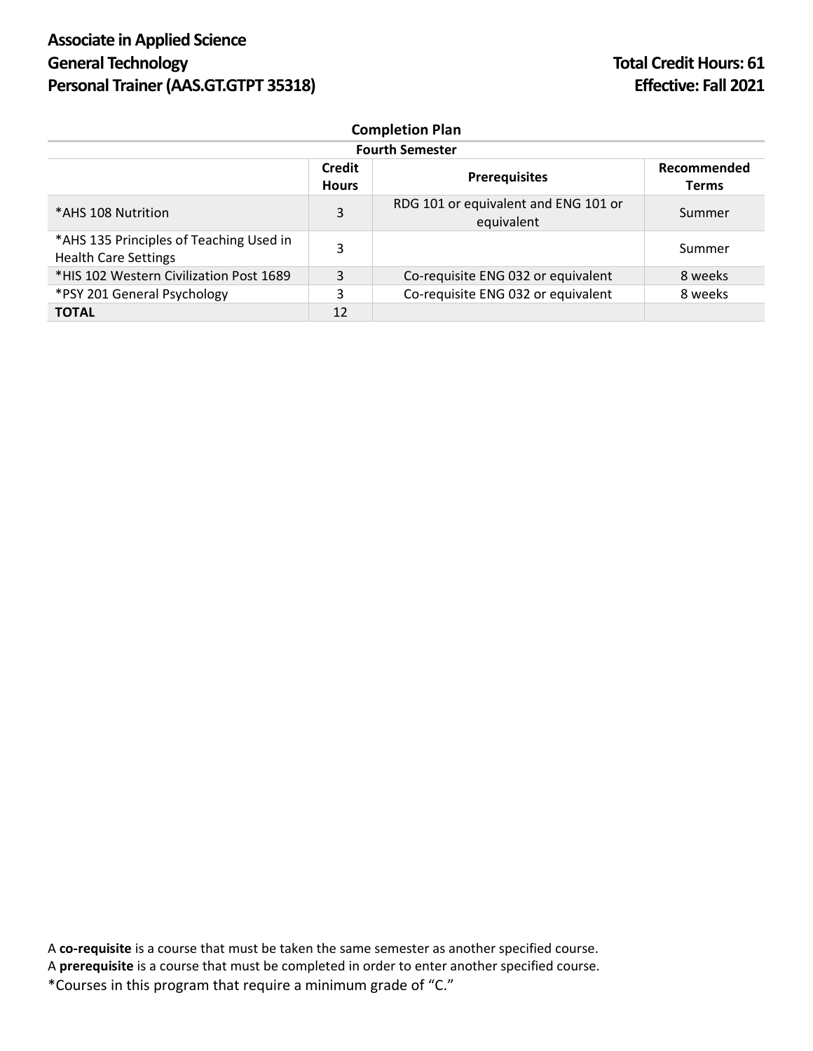# Associate in Applied Science
# General Technology
# Personal Trainer (AAS.GT.GTPT 35318)

**Total Credit Hours: 61**
**Effective: Fall 2021**

## Completion Plan

### Fourth Semester

| | Credit Hours | Prerequisites | Recommended Terms |
|---|---|---|---|
| *AHS 108 Nutrition | 3 | RDG 101 or equivalent and ENG 101 or equivalent | Summer |
| *AHS 135 Principles of Teaching Used in Health Care Settings | 3 | | Summer |
| *HIS 102 Western Civilization Post 1689 | 3 | Co-requisite ENG 032 or equivalent | 8 weeks |
| *PSY 201 General Psychology | 3 | Co-requisite ENG 032 or equivalent | 8 weeks |
| **TOTAL** | 12 | | |

A **co-requisite** is a course that must be taken the same semester as another specified course.
A **prerequisite** is a course that must be completed in order to enter another specified course.
*Courses in this program that require a minimum grade of "C."